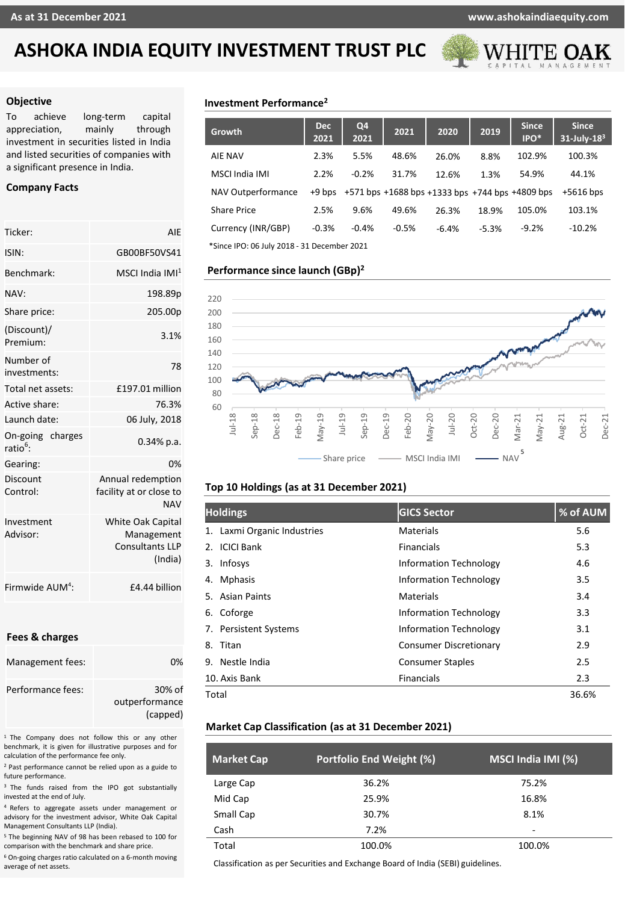As at 31 December 2021 | www.ashokaindiaequity.com

# ASHOKA INDIA EQUITY INVESTMENT TRUST PLC

WHITE OAK CAPITAL MANAGEMENT

## Objective

To achieve long-term capital appreciation, mainly through investment in securities listed in India and listed securities of companies with a significant presence in India.

## Company Facts

| | |
|---|---|
| Ticker: | AIE |
| ISIN: | GB00BF50VS41 |
| Benchmark: | MSCI India IMI[1] |
| NAV: | 198.89p |
| Share price: | 205.00p |
| (Discount)/ Premium: | 3.1% |
| Number of investments: | 78 |
| Total net assets: | £197.01 million |
| Active share: | 76.3% |
| Launch date: | 06 July, 2018 |
| On-going charges ratio[6]: | 0.34% p.a. |
| Gearing: | 0% |
| Discount Control: | Annual redemption facility at or close to NAV |
| Investment Advisor: | White Oak Capital Management Consultants LLP (India) |
| Firmwide AUM[4]: | £4.44 billion |

## Fees & charges

| | |
|---|---|
| Management fees: | 0% |
| Performance fees: | 30% of outperformance (capped) |

[1] The Company does not follow this or any other benchmark, it is given for illustrative purposes and for calculation of the performance fee only.

[2] Past performance cannot be relied upon as a guide to future performance.

[3] The funds raised from the IPO got substantially invested at the end of July.

[4] Refers to aggregate assets under management or advisory for the investment advisor, White Oak Capital Management Consultants LLP (India).

[5] The beginning NAV of 98 has been rebased to 100 for comparison with the benchmark and share price.

[6] On-going charges ratio calculated on a 6-month moving average of net assets.

## Investment Performance[2]

| Growth | Dec 2021 | Q4 2021 | 2021 | 2020 | 2019 | Since IPO* | Since 31-July-18[3] |
|---|---|---|---|---|---|---|---|
| AIE NAV | 2.3% | 5.5% | 48.6% | 26.0% | 8.8% | 102.9% | 100.3% |
| MSCI India IMI | 2.2% | -0.2% | 31.7% | 12.6% | 1.3% | 54.9% | 44.1% |
| NAV Outperformance | +9 bps | +571 bps | +1688 bps | +1333 bps | +744 bps | +4809 bps | +5616 bps |
| Share Price | 2.5% | 9.6% | 49.6% | 26.3% | 18.9% | 105.0% | 103.1% |
| Currency (INR/GBP) | -0.3% | -0.4% | -0.5% | -6.4% | -5.3% | -9.2% | -10.2% |

*Since IPO: 06 July 2018 - 31 December 2021

## Performance since launch (GBp)[2]

Share price — MSCI India IMI — NAV[5]

## Top 10 Holdings (as at 31 December 2021)

| Holdings | GICS Sector | % of AUM |
|---|---|---|
| 1. Laxmi Organic Industries | Materials | 5.6 |
| 2. ICICI Bank | Financials | 5.3 |
| 3. Infosys | Information Technology | 4.6 |
| 4. Mphasis | Information Technology | 3.5 |
| 5. Asian Paints | Materials | 3.4 |
| 6. Coforge | Information Technology | 3.3 |
| 7. Persistent Systems | Information Technology | 3.1 |
| 8. Titan | Consumer Discretionary | 2.9 |
| 9. Nestle India | Consumer Staples | 2.5 |
| 10. Axis Bank | Financials | 2.3 |
| Total | | 36.6% |

## Market Cap Classification (as at 31 December 2021)

| Market Cap | Portfolio End Weight (%) | MSCI India IMI (%) |
|---|---|---|
| Large Cap | 36.2% | 75.2% |
| Mid Cap | 25.9% | 16.8% |
| Small Cap | 30.7% | 8.1% |
| Cash | 7.2% | - |
| Total | 100.0% | 100.0% |

Classification as per Securities and Exchange Board of India (SEBI) guidelines.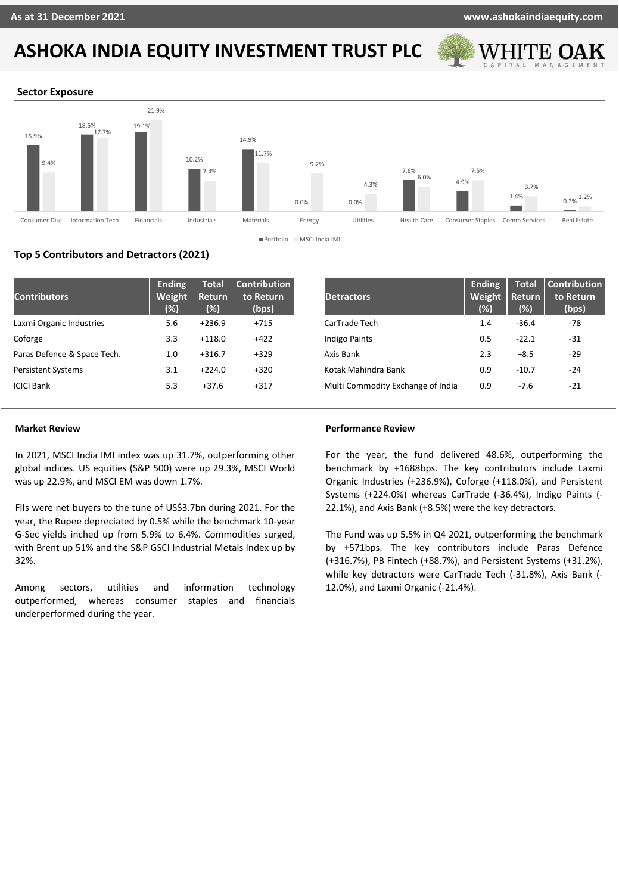# ASHOKA INDIA EQUITY INVESTMENT TRUST PLC

## Sector Exposure

| Sector | Portfolio | MSCI India IMI |
|---|---|---|
| Consumer Disc | 15.9% | 9.4% |
| Information Tech | 18.5% | 17.7% |
| Financials | 19.1% | 21.9% |
| Industrials | 10.2% | 7.4% |
| Materials | 14.9% | 11.7% |
| Energy | 0.0% | 9.2% |
| Utilities | 0.0% | 4.3% |
| Health Care | 7.6% | 6.0% |
| Consumer Staples | 4.9% | 7.5% |
| Comm Services | 1.4% | 3.7% |
| Real Estate | 0.3% | 1.2% |

## Top 5 Contributors and Detractors (2021)

| Contributors | Ending Weight (%) | Total Return (%) | Contribution to Return (bps) |
|---|---|---|---|
| Laxmi Organic Industries | 5.6 | +236.9 | +715 |
| Coforge | 3.3 | +118.0 | +422 |
| Paras Defence & Space Tech. | 1.0 | +316.7 | +329 |
| Persistent Systems | 3.1 | +224.0 | +320 |
| ICICI Bank | 5.3 | +37.6 | +317 |

| Detractors | Ending Weight (%) | Total Return (%) | Contribution to Return (bps) |
|---|---|---|---|
| CarTrade Tech | 1.4 | -36.4 | -78 |
| Indigo Paints | 0.5 | -22.1 | -31 |
| Axis Bank | 2.3 | +8.5 | -29 |
| Kotak Mahindra Bank | 0.9 | -10.7 | -24 |
| Multi Commodity Exchange of India | 0.9 | -7.6 | -21 |

### Market Review

In 2021, MSCI India IMI index was up 31.7%, outperforming other global indices. US equities (S&P 500) were up 29.3%, MSCI World was up 22.9%, and MSCI EM was down 1.7%.

FIIs were net buyers to the tune of US$3.7bn during 2021. For the year, the Rupee depreciated by 0.5% while the benchmark 10-year G-Sec yields inched up from 5.9% to 6.4%. Commodities surged, with Brent up 51% and the S&P GSCI Industrial Metals Index up by 32%.

Among sectors, utilities and information technology outperformed, whereas consumer staples and financials underperformed during the year.

### Performance Review

For the year, the fund delivered 48.6%, outperforming the benchmark by +1688bps. The key contributors include Laxmi Organic Industries (+236.9%), Coforge (+118.0%), and Persistent Systems (+224.0%) whereas CarTrade (-36.4%), Indigo Paints (-22.1%), and Axis Bank (+8.5%) were the key detractors.

The Fund was up 5.5% in Q4 2021, outperforming the benchmark by +571bps. The key contributors include Paras Defence (+316.7%), PB Fintech (+88.7%), and Persistent Systems (+31.2%), while key detractors were CarTrade Tech (-31.8%), Axis Bank (-12.0%), and Laxmi Organic (-21.4%).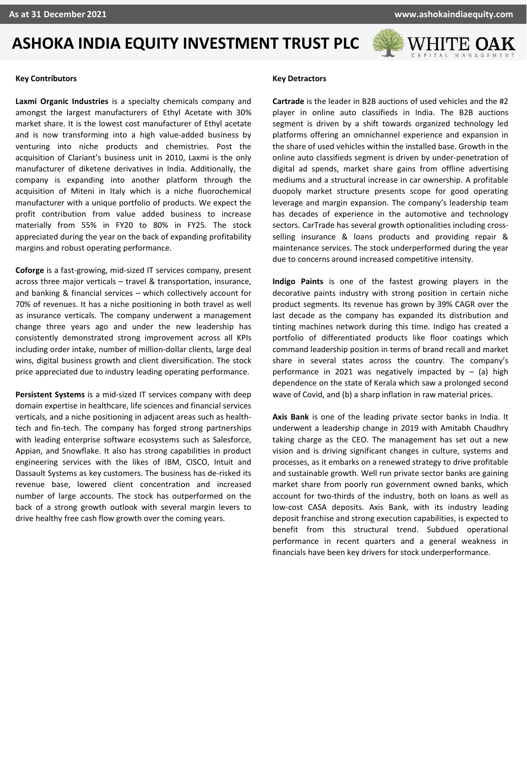## Key Contributors

**Laxmi Organic Industries** is a specialty chemicals company and amongst the largest manufacturers of Ethyl Acetate with 30% market share. It is the lowest cost manufacturer of Ethyl acetate and is now transforming into a high value-added business by venturing into niche products and chemistries. Post the acquisition of Clariant's business unit in 2010, Laxmi is the only manufacturer of diketene derivatives in India. Additionally, the company is expanding into another platform through the acquisition of Miteni in Italy which is a niche fluorochemical manufacturer with a unique portfolio of products. We expect the profit contribution from value added business to increase materially from 55% in FY20 to 80% in FY25. The stock appreciated during the year on the back of expanding profitability margins and robust operating performance.

**Coforge** is a fast-growing, mid-sized IT services company, present across three major verticals – travel & transportation, insurance, and banking & financial services – which collectively account for 70% of revenues. It has a niche positioning in both travel as well as insurance verticals. The company underwent a management change three years ago and under the new leadership has consistently demonstrated strong improvement across all KPIs including order intake, number of million-dollar clients, large deal wins, digital business growth and client diversification. The stock price appreciated due to industry leading operating performance.

**Persistent Systems** is a mid-sized IT services company with deep domain expertise in healthcare, life sciences and financial services verticals, and a niche positioning in adjacent areas such as health-tech and fin-tech. The company has forged strong partnerships with leading enterprise software ecosystems such as Salesforce, Appian, and Snowflake. It also has strong capabilities in product engineering services with the likes of IBM, CISCO, Intuit and Dassault Systems as key customers. The business has de-risked its revenue base, lowered client concentration and increased number of large accounts. The stock has outperformed on the back of a strong growth outlook with several margin levers to drive healthy free cash flow growth over the coming years.

## Key Detractors

**Cartrade** is the leader in B2B auctions of used vehicles and the #2 player in online auto classifieds in India. The B2B auctions segment is driven by a shift towards organized technology led platforms offering an omnichannel experience and expansion in the share of used vehicles within the installed base. Growth in the online auto classifieds segment is driven by under-penetration of digital ad spends, market share gains from offline advertising mediums and a structural increase in car ownership. A profitable duopoly market structure presents scope for good operating leverage and margin expansion. The company's leadership team has decades of experience in the automotive and technology sectors. CarTrade has several growth optionalities including cross-selling insurance & loans products and providing repair & maintenance services. The stock underperformed during the year due to concerns around increased competitive intensity.

**Indigo Paints** is one of the fastest growing players in the decorative paints industry with strong position in certain niche product segments. Its revenue has grown by 39% CAGR over the last decade as the company has expanded its distribution and tinting machines network during this time. Indigo has created a portfolio of differentiated products like floor coatings which command leadership position in terms of brand recall and market share in several states across the country. The company's performance in 2021 was negatively impacted by – (a) high dependence on the state of Kerala which saw a prolonged second wave of Covid, and (b) a sharp inflation in raw material prices.

**Axis Bank** is one of the leading private sector banks in India. It underwent a leadership change in 2019 with Amitabh Chaudhry taking charge as the CEO. The management has set out a new vision and is driving significant changes in culture, systems and processes, as it embarks on a renewed strategy to drive profitable and sustainable growth. Well run private sector banks are gaining market share from poorly run government owned banks, which account for two-thirds of the industry, both on loans as well as low-cost CASA deposits. Axis Bank, with its industry leading deposit franchise and strong execution capabilities, is expected to benefit from this structural trend. Subdued operational performance in recent quarters and a general weakness in financials have been key drivers for stock underperformance.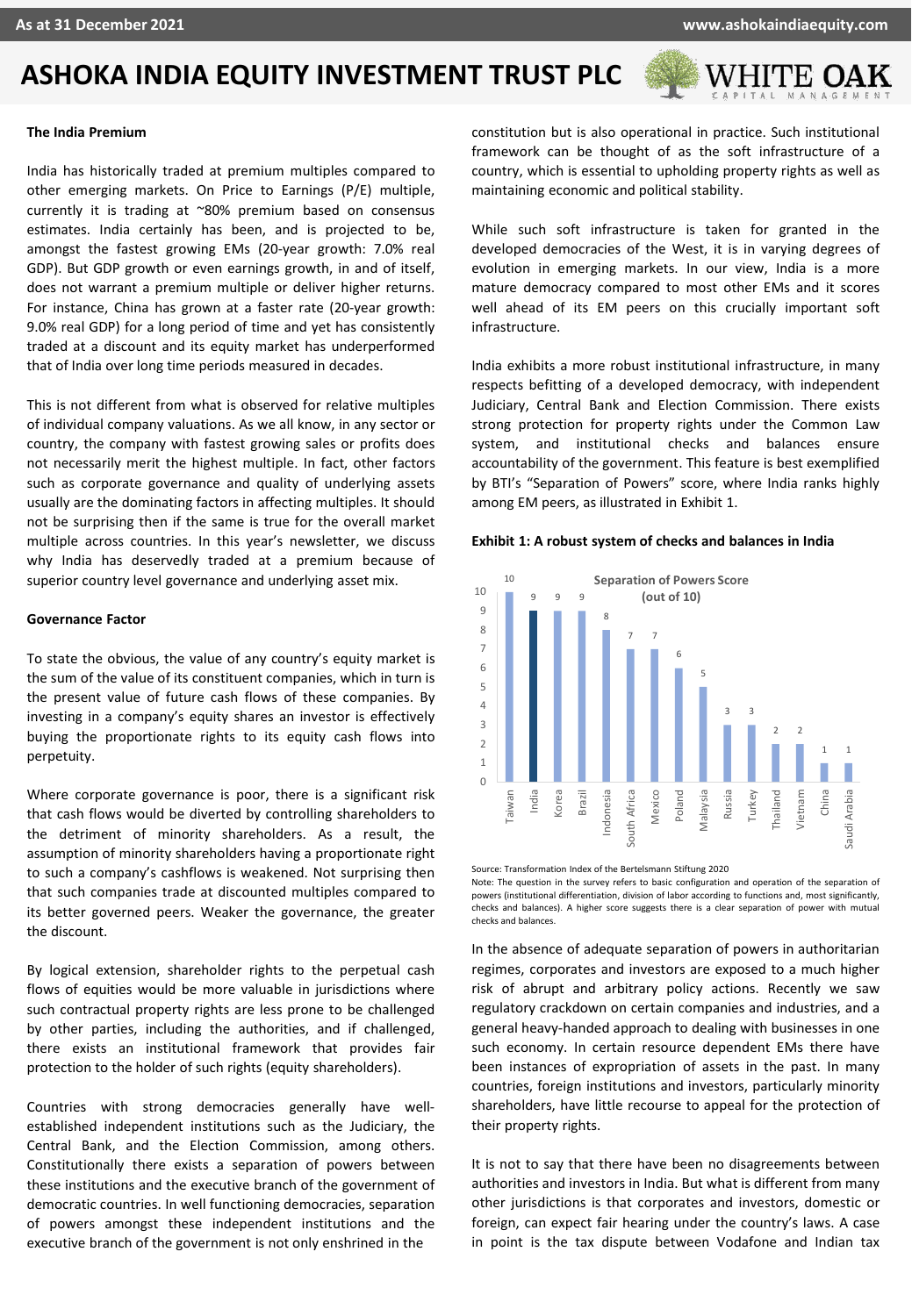# ASHOKA INDIA EQUITY INVESTMENT TRUST PLC

**The India Premium**

India has historically traded at premium multiples compared to other emerging markets. On Price to Earnings (P/E) multiple, currently it is trading at ~80% premium based on consensus estimates. India certainly has been, and is projected to be, amongst the fastest growing EMs (20-year growth: 7.0% real GDP). But GDP growth or even earnings growth, in and of itself, does not warrant a premium multiple or deliver higher returns. For instance, China has grown at a faster rate (20-year growth: 9.0% real GDP) for a long period of time and yet has consistently traded at a discount and its equity market has underperformed that of India over long time periods measured in decades.

This is not different from what is observed for relative multiples of individual company valuations. As we all know, in any sector or country, the company with fastest growing sales or profits does not necessarily merit the highest multiple. In fact, other factors such as corporate governance and quality of underlying assets usually are the dominating factors in affecting multiples. It should not be surprising then if the same is true for the overall market multiple across countries. In this year's newsletter, we discuss why India has deservedly traded at a premium because of superior country level governance and underlying asset mix.

**Governance Factor**

To state the obvious, the value of any country's equity market is the sum of the value of its constituent companies, which in turn is the present value of future cash flows of these companies. By investing in a company's equity shares an investor is effectively buying the proportionate rights to its equity cash flows into perpetuity.

Where corporate governance is poor, there is a significant risk that cash flows would be diverted by controlling shareholders to the detriment of minority shareholders. As a result, the assumption of minority shareholders having a proportionate right to such a company's cashflows is weakened. Not surprising then that such companies trade at discounted multiples compared to its better governed peers. Weaker the governance, the greater the discount.

By logical extension, shareholder rights to the perpetual cash flows of equities would be more valuable in jurisdictions where such contractual property rights are less prone to be challenged by other parties, including the authorities, and if challenged, there exists an institutional framework that provides fair protection to the holder of such rights (equity shareholders).

Countries with strong democracies generally have well-established independent institutions such as the Judiciary, the Central Bank, and the Election Commission, among others. Constitutionally there exists a separation of powers between these institutions and the executive branch of the government of democratic countries. In well functioning democracies, separation of powers amongst these independent institutions and the executive branch of the government is not only enshrined in the constitution but is also operational in practice. Such institutional framework can be thought of as the soft infrastructure of a country, which is essential to upholding property rights as well as maintaining economic and political stability.

While such soft infrastructure is taken for granted in the developed democracies of the West, it is in varying degrees of evolution in emerging markets. In our view, India is a more mature democracy compared to most other EMs and it scores well ahead of its EM peers on this crucially important soft infrastructure.

India exhibits a more robust institutional infrastructure, in many respects befitting of a developed democracy, with independent Judiciary, Central Bank and Election Commission. There exists strong protection for property rights under the Common Law system, and institutional checks and balances ensure accountability of the government. This feature is best exemplified by BTI's "Separation of Powers" score, where India ranks highly among EM peers, as illustrated in Exhibit 1.

**Exhibit 1: A robust system of checks and balances in India**

Separation of Powers Score (out of 10)

| Country | Score |
|---|---|
| Taiwan | 10 |
| India | 9 |
| Korea | 9 |
| Brazil | 9 |
| Indonesia | 8 |
| South Africa | 7 |
| Mexico | 7 |
| Poland | 6 |
| Malaysia | 5 |
| Russia | 3 |
| Turkey | 3 |
| Thailand | 2 |
| Vietnam | 2 |
| China | 1 |
| Saudi Arabia | 1 |

Source: Transformation Index of the Bertelsmann Stiftung 2020

Note: The question in the survey refers to basic configuration and operation of the separation of powers (institutional differentiation, division of labor according to functions and, most significantly, checks and balances). A higher score suggests there is a clear separation of power with mutual checks and balances.

In the absence of adequate separation of powers in authoritarian regimes, corporates and investors are exposed to a much higher risk of abrupt and arbitrary policy actions. Recently we saw regulatory crackdown on certain companies and industries, and a general heavy-handed approach to dealing with businesses in one such economy. In certain resource dependent EMs there have been instances of expropriation of assets in the past. In many countries, foreign institutions and investors, particularly minority shareholders, have little recourse to appeal for the protection of their property rights.

It is not to say that there have been no disagreements between authorities and investors in India. But what is different from many other jurisdictions is that corporates and investors, domestic or foreign, can expect fair hearing under the country's laws. A case in point is the tax dispute between Vodafone and Indian tax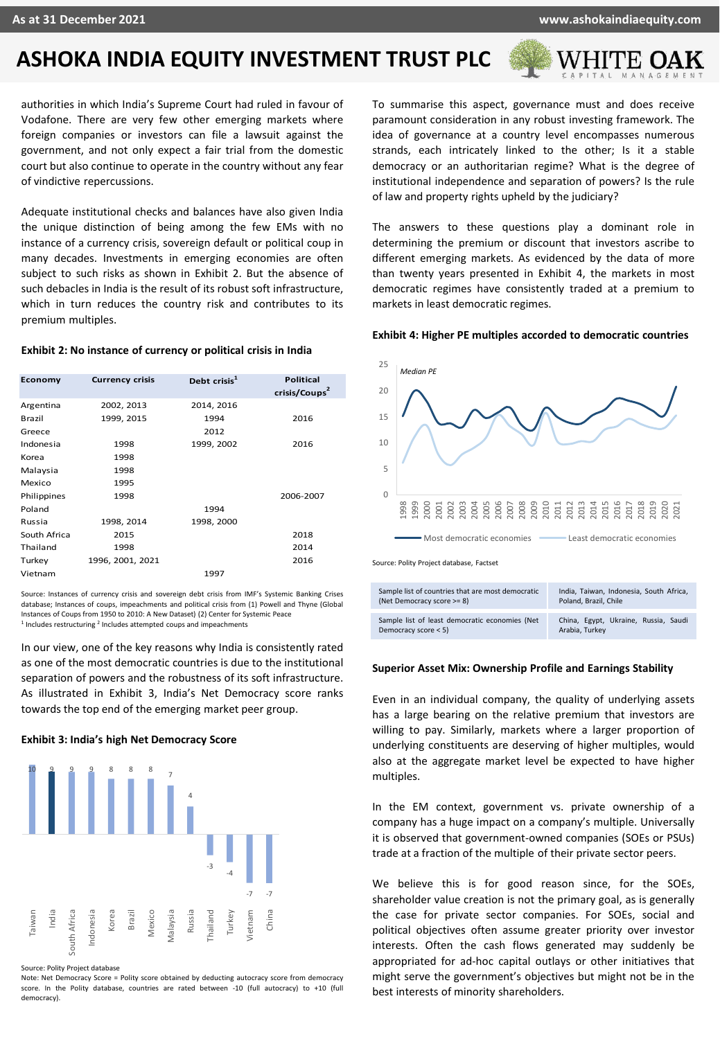authorities in which India's Supreme Court had ruled in favour of Vodafone. There are very few other emerging markets where foreign companies or investors can file a lawsuit against the government, and not only expect a fair trial from the domestic court but also continue to operate in the country without any fear of vindictive repercussions.

Adequate institutional checks and balances have also given India the unique distinction of being among the few EMs with no instance of a currency crisis, sovereign default or political coup in many decades. Investments in emerging economies are often subject to such risks as shown in Exhibit 2. But the absence of such debacles in India is the result of its robust soft infrastructure, which in turn reduces the country risk and contributes to its premium multiples.

**Exhibit 2: No instance of currency or political crisis in India**

| Economy | Currency crisis | Debt crisis[1] | Political crisis/Coups[2] |
|---|---|---|---|
| Argentina | 2002, 2013 | 2014, 2016 | |
| Brazil | 1999, 2015 | 1994 | 2016 |
| Greece | | 2012 | |
| Indonesia | 1998 | 1999, 2002 | 2016 |
| Korea | 1998 | | |
| Malaysia | 1998 | | |
| Mexico | 1995 | | |
| Philippines | 1998 | | 2006-2007 |
| Poland | | 1994 | |
| Russia | 1998, 2014 | 1998, 2000 | |
| South Africa | 2015 | | 2018 |
| Thailand | 1998 | | 2014 |
| Turkey | 1996, 2001, 2021 | | 2016 |
| Vietnam | | 1997 | |

Source: Instances of currency crisis and sovereign debt crisis from IMF's Systemic Banking Crises database; Instances of coups, impeachments and political crisis from (1) Powell and Thyne (Global Instances of Coups from 1950 to 2010: A New Dataset) (2) Center for Systemic Peace
[1] Includes restructuring [2] Includes attempted coups and impeachments

In our view, one of the key reasons why India is consistently rated as one of the most democratic countries is due to the institutional separation of powers and the robustness of its soft infrastructure. As illustrated in Exhibit 3, India's Net Democracy score ranks towards the top end of the emerging market peer group.

**Exhibit 3: India's high Net Democracy Score**

| Country | Net Democracy Score |
|---|---|
| Taiwan | 10 |
| India | 9 |
| South Africa | 9 |
| Indonesia | 9 |
| Korea | 8 |
| Brazil | 8 |
| Mexico | 8 |
| Malaysia | 7 |
| Russia | 4 |
| Thailand | -3 |
| Turkey | -4 |
| Vietnam | -7 |
| China | -7 |

Source: Polity Project database
Note: Net Democracy Score = Polity score obtained by deducting autocracy score from democracy score. In the Polity database, countries are rated between -10 (full autocracy) to +10 (full democracy).

To summarise this aspect, governance must and does receive paramount consideration in any robust investing framework. The idea of governance at a country level encompasses numerous strands, each intricately linked to the other; Is it a stable democracy or an authoritarian regime? What is the degree of institutional independence and separation of powers? Is the rule of law and property rights upheld by the judiciary?

The answers to these questions play a dominant role in determining the premium or discount that investors ascribe to different emerging markets. As evidenced by the data of more than twenty years presented in Exhibit 4, the markets in most democratic regimes have consistently traded at a premium to markets in least democratic regimes.

**Exhibit 4: Higher PE multiples accorded to democratic countries**

*Median PE* (1998–2021) — Most democratic economies; Least democratic economies

Source: Polity Project database, Factset

| Sample list of countries that are most democratic (Net Democracy score >= 8) | India, Taiwan, Indonesia, South Africa, Poland, Brazil, Chile |
|---|---|
| Sample list of least democratic economies (Net Democracy score < 5) | China, Egypt, Ukraine, Russia, Saudi Arabia, Turkey |

### Superior Asset Mix: Ownership Profile and Earnings Stability

Even in an individual company, the quality of underlying assets has a large bearing on the relative premium that investors are willing to pay. Similarly, markets where a larger proportion of underlying constituents are deserving of higher multiples, would also at the aggregate market level be expected to have higher multiples.

In the EM context, government vs. private ownership of a company has a huge impact on a company's multiple. Universally it is observed that government-owned companies (SOEs or PSUs) trade at a fraction of the multiple of their private sector peers.

We believe this is for good reason since, for the SOEs, shareholder value creation is not the primary goal, as is generally the case for private sector companies. For SOEs, social and political objectives often assume greater priority over investor interests. Often the cash flows generated may suddenly be appropriated for ad-hoc capital outlays or other initiatives that might serve the government's objectives but might not be in the best interests of minority shareholders.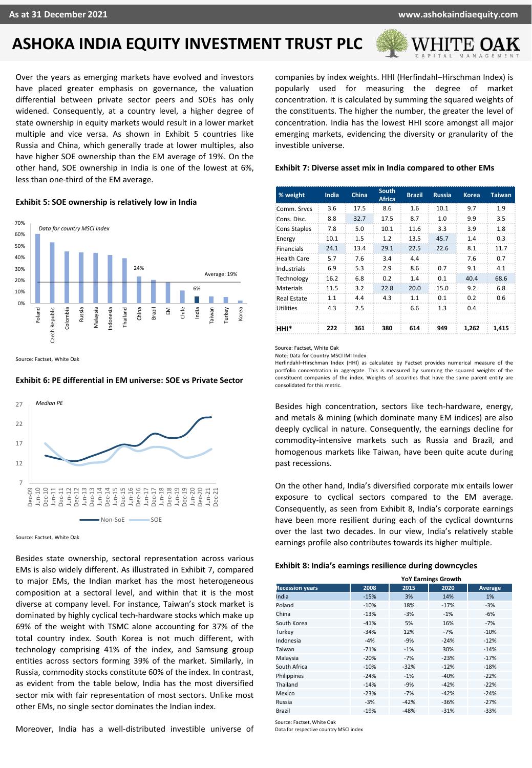Over the years as emerging markets have evolved and investors have placed greater emphasis on governance, the valuation differential between private sector peers and SOEs has only widened. Consequently, at a country level, a higher degree of state ownership in equity markets would result in a lower market multiple and vice versa. As shown in Exhibit 5 countries like Russia and China, which generally trade at lower multiples, also have higher SOE ownership than the EM average of 19%. On the other hand, SOE ownership in India is one of the lowest at 6%, less than one-third of the EM average.

**Exhibit 5: SOE ownership is relatively low in India**

*Data for country MSCI Index*

Source: Factset, White Oak

**Exhibit 6: PE differential in EM universe: SOE vs Private Sector**

*Median PE*

Source: Factset, White Oak

Besides state ownership, sectoral representation across various EMs is also widely different. As illustrated in Exhibit 7, compared to major EMs, the Indian market has the most heterogeneous composition at a sectoral level, and within that it is the most diverse at company level. For instance, Taiwan's stock market is dominated by highly cyclical tech-hardware stocks which make up 69% of the weight with TSMC alone accounting for 37% of the total country index. South Korea is not much different, with technology comprising 41% of the index, and Samsung group entities across sectors forming 39% of the market. Similarly, in Russia, commodity stocks constitute 60% of the index. In contrast, as evident from the table below, India has the most diversified sector mix with fair representation of most sectors. Unlike most other EMs, no single sector dominates the Indian index.

Moreover, India has a well-distributed investible universe of companies by index weights. HHI (Herfindahl–Hirschman Index) is popularly used for measuring the degree of market concentration. It is calculated by summing the squared weights of the constituents. The higher the number, the greater the level of concentration. India has the lowest HHI score amongst all major emerging markets, evidencing the diversity or granularity of the investible universe.

**Exhibit 7: Diverse asset mix in India compared to other EMs**

| % weight | India | China | South Africa | Brazil | Russia | Korea | Taiwan |
|---|---|---|---|---|---|---|---|
| Comm. Srvcs | 3.6 | 17.5 | 8.6 | 1.6 | 10.1 | 9.7 | 1.9 |
| Cons. Disc. | 8.8 | 32.7 | 17.5 | 8.7 | 1.0 | 9.9 | 3.5 |
| Cons Staples | 7.8 | 5.0 | 10.1 | 11.6 | 3.3 | 3.9 | 1.8 |
| Energy | 10.1 | 1.5 | 1.2 | 13.5 | 45.7 | 1.4 | 0.3 |
| Financials | 24.1 | 13.4 | 29.1 | 22.5 | 22.6 | 8.1 | 11.7 |
| Health Care | 5.7 | 7.6 | 3.4 | 4.4 | | 7.6 | 0.7 |
| Industrials | 6.9 | 5.3 | 2.9 | 8.6 | 0.7 | 9.1 | 4.1 |
| Technology | 16.2 | 6.8 | 0.2 | 1.4 | 0.1 | 40.4 | 68.6 |
| Materials | 11.5 | 3.2 | 22.8 | 20.0 | 15.0 | 9.2 | 6.8 |
| Real Estate | 1.1 | 4.4 | 4.3 | 1.1 | 0.1 | 0.2 | 0.6 |
| Utilities | 4.3 | 2.5 | | 6.6 | 1.3 | 0.4 | |
| **HHI*** | **222** | **361** | **380** | **614** | **949** | **1,262** | **1,415** |

Source: Factset, White Oak
Note: Data for Country MSCI IMI Index
Herfindahl–Hirschman Index (HHI) as calculated by Factset provides numerical measure of the portfolio concentration in aggregate. This is measured by summing the squared weights of the constituent companies of the index. Weights of securities that have the same parent entity are consolidated for this metric.

Besides high concentration, sectors like tech-hardware, energy, and metals & mining (which dominate many EM indices) are also deeply cyclical in nature. Consequently, the earnings decline for commodity-intensive markets such as Russia and Brazil, and homogenous markets like Taiwan, have been quite acute during past recessions.

On the other hand, India's diversified corporate mix entails lower exposure to cyclical sectors compared to the EM average. Consequently, as seen from Exhibit 8, India's corporate earnings have been more resilient during each of the cyclical downturns over the last two decades. In our view, India's relatively stable earnings profile also contributes towards its higher multiple.

**Exhibit 8: India's earnings resilience during downcycles**

| | YoY Earnings Growth | | | |
|---|---|---|---|---|
| Recession years | 2008 | 2015 | 2020 | Average |
| India | -15% | 3% | 14% | 1% |
| Poland | -10% | 18% | -17% | -3% |
| China | -13% | -3% | -1% | -6% |
| South Korea | -41% | 5% | 16% | -7% |
| Turkey | -34% | 12% | -7% | -10% |
| Indonesia | -4% | -9% | -24% | -12% |
| Taiwan | -71% | -1% | 30% | -14% |
| Malaysia | -20% | -7% | -23% | -17% |
| South Africa | -10% | -32% | -12% | -18% |
| Philippines | -24% | -1% | -40% | -22% |
| Thailand | -14% | -9% | -42% | -22% |
| Mexico | -23% | -7% | -42% | -24% |
| Russia | -3% | -42% | -36% | -27% |
| Brazil | -19% | -48% | -31% | -33% |

Source: Factset, White Oak
Data for respective country MSCI index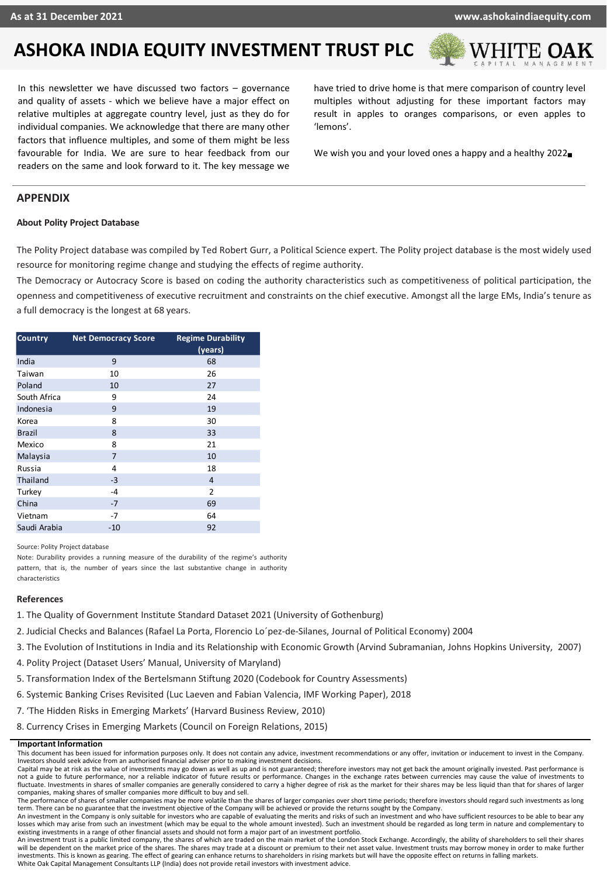# ASHOKA INDIA EQUITY INVESTMENT TRUST PLC

In this newsletter we have discussed two factors – governance and quality of assets - which we believe have a major effect on relative multiples at aggregate country level, just as they do for individual companies. We acknowledge that there are many other factors that influence multiples, and some of them might be less favourable for India. We are sure to hear feedback from our readers on the same and look forward to it. The key message we have tried to drive home is that mere comparison of country level multiples without adjusting for these important factors may result in apples to oranges comparisons, or even apples to 'lemons'.

We wish you and your loved ones a happy and a healthy 2022∎

## APPENDIX

**About Polity Project Database**

The Polity Project database was compiled by Ted Robert Gurr, a Political Science expert. The Polity project database is the most widely used resource for monitoring regime change and studying the effects of regime authority.

The Democracy or Autocracy Score is based on coding the authority characteristics such as competitiveness of political participation, the openness and competitiveness of executive recruitment and constraints on the chief executive. Amongst all the large EMs, India's tenure as a full democracy is the longest at 68 years.

| Country | Net Democracy Score | Regime Durability (years) |
|---|---|---|
| India | 9 | 68 |
| Taiwan | 10 | 26 |
| Poland | 10 | 27 |
| South Africa | 9 | 24 |
| Indonesia | 9 | 19 |
| Korea | 8 | 30 |
| Brazil | 8 | 33 |
| Mexico | 8 | 21 |
| Malaysia | 7 | 10 |
| Russia | 4 | 18 |
| Thailand | -3 | 4 |
| Turkey | -4 | 2 |
| China | -7 | 69 |
| Vietnam | -7 | 64 |
| Saudi Arabia | -10 | 92 |

Source: Polity Project database

Note: Durability provides a running measure of the durability of the regime's authority pattern, that is, the number of years since the last substantive change in authority characteristics

**References**

1. The Quality of Government Institute Standard Dataset 2021 (University of Gothenburg)
2. Judicial Checks and Balances (Rafael La Porta, Florencio Lo´pez-de-Silanes, Journal of Political Economy) 2004
3. The Evolution of Institutions in India and its Relationship with Economic Growth (Arvind Subramanian, Johns Hopkins University, 2007)
4. Polity Project (Dataset Users' Manual, University of Maryland)
5. Transformation Index of the Bertelsmann Stiftung 2020 (Codebook for Country Assessments)
6. Systemic Banking Crises Revisited (Luc Laeven and Fabian Valencia, IMF Working Paper), 2018
7. 'The Hidden Risks in Emerging Markets' (Harvard Business Review, 2010)
8. Currency Crises in Emerging Markets (Council on Foreign Relations, 2015)

**Important Information**

This document has been issued for information purposes only. It does not contain any advice, investment recommendations or any offer, invitation or inducement to invest in the Company. Investors should seek advice from an authorised financial adviser prior to making investment decisions.

Capital may be at risk as the value of investments may go down as well as up and is not guaranteed; therefore investors may not get back the amount originally invested. Past performance is not a guide to future performance, nor a reliable indicator of future results or performance. Changes in the exchange rates between currencies may cause the value of investments to fluctuate. Investments in shares of smaller companies are generally considered to carry a higher degree of risk as the market for their shares may be less liquid than that for shares of larger companies, making shares of smaller companies more difficult to buy and sell.

The performance of shares of smaller companies may be more volatile than the shares of larger companies over short time periods; therefore investors should regard such investments as long term. There can be no guarantee that the investment objective of the Company will be achieved or provide the returns sought by the Company.

An investment in the Company is only suitable for investors who are capable of evaluating the merits and risks of such an investment and who have sufficient resources to be able to bear any losses which may arise from such an investment (which may be equal to the whole amount invested). Such an investment should be regarded as long term in nature and complementary to existing investments in a range of other financial assets and should not form a major part of an investment portfolio.

An investment trust is a public limited company, the shares of which are traded on the main market of the London Stock Exchange. Accordingly, the ability of shareholders to sell their shares will be dependent on the market price of the shares. The shares may trade at a discount or premium to their net asset value. Investment trusts may borrow money in order to make further investments. This is known as gearing. The effect of gearing can enhance returns to shareholders in rising markets but will have the opposite effect on returns in falling markets.

White Oak Capital Management Consultants LLP (India) does not provide retail investors with investment advice.